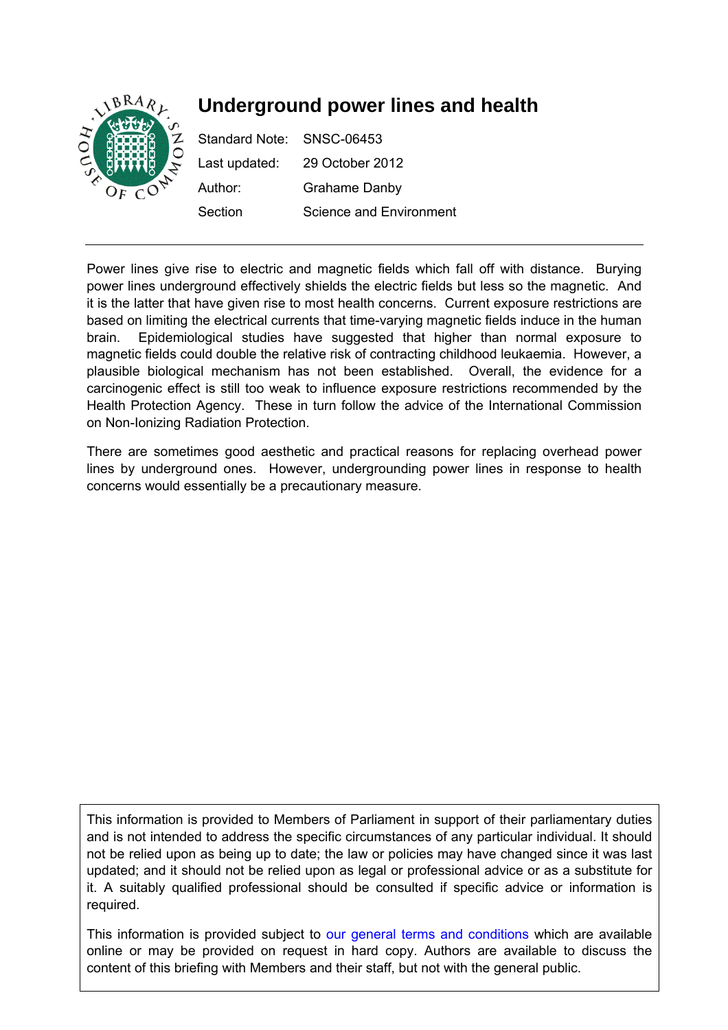# Underground power lines and health

| | |
|---|---|
| Standard Note: | SNSC-06453 |
| Last updated: | 29 October 2012 |
| Author: | Grahame Danby |
| Section | Science and Environment |

---

Power lines give rise to electric and magnetic fields which fall off with distance. Burying power lines underground effectively shields the electric fields but less so the magnetic. And it is the latter that have given rise to most health concerns. Current exposure restrictions are based on limiting the electrical currents that time-varying magnetic fields induce in the human brain. Epidemiological studies have suggested that higher than normal exposure to magnetic fields could double the relative risk of contracting childhood leukaemia. However, a plausible biological mechanism has not been established. Overall, the evidence for a carcinogenic effect is still too weak to influence exposure restrictions recommended by the Health Protection Agency. These in turn follow the advice of the International Commission on Non-Ionizing Radiation Protection.

There are sometimes good aesthetic and practical reasons for replacing overhead power lines by underground ones. However, undergrounding power lines in response to health concerns would essentially be a precautionary measure.

This information is provided to Members of Parliament in support of their parliamentary duties and is not intended to address the specific circumstances of any particular individual. It should not be relied upon as being up to date; the law or policies may have changed since it was last updated; and it should not be relied upon as legal or professional advice or as a substitute for it. A suitably qualified professional should be consulted if specific advice or information is required.

This information is provided subject to our general terms and conditions which are available online or may be provided on request in hard copy. Authors are available to discuss the content of this briefing with Members and their staff, but not with the general public.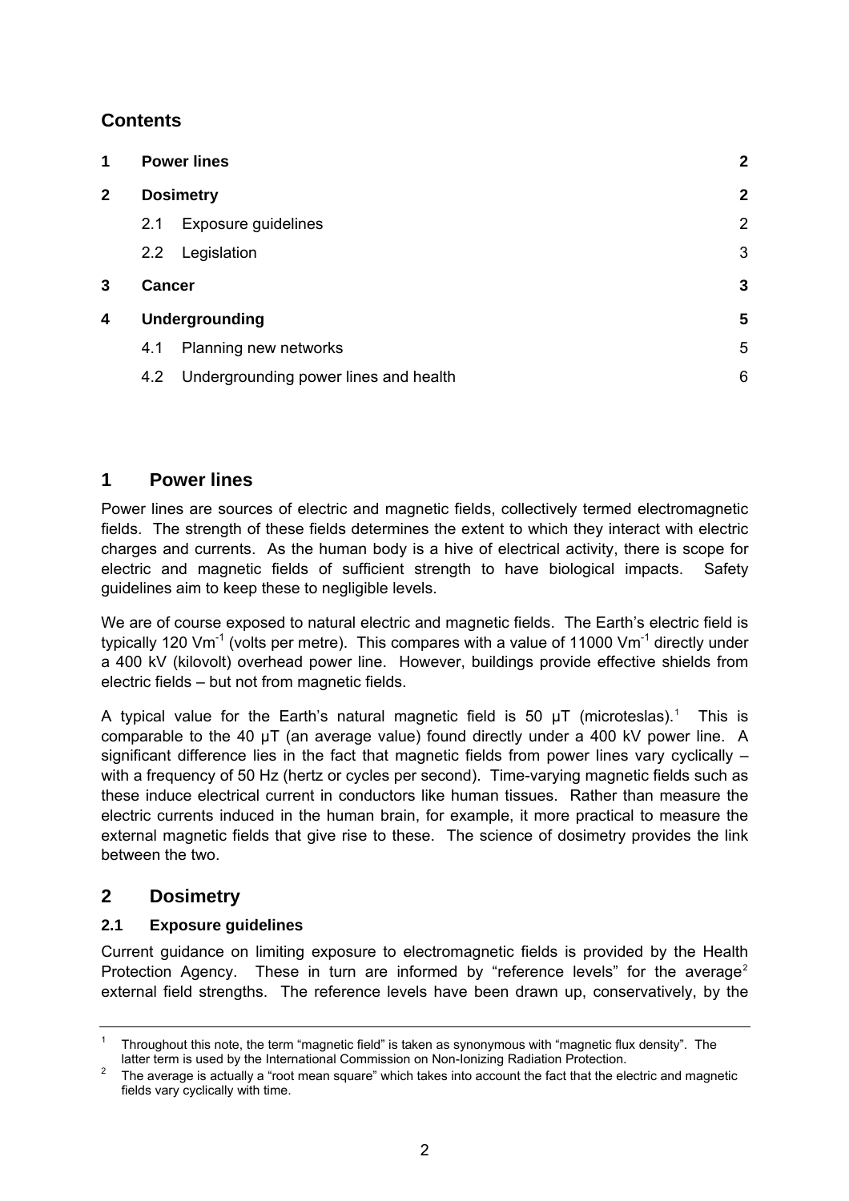## Contents

| | | |
|---|---|---|
| **1** | **Power lines** | **2** |
| **2** | **Dosimetry** | **2** |
| | 2.1 Exposure guidelines | 2 |
| | 2.2 Legislation | 3 |
| **3** | **Cancer** | **3** |
| **4** | **Undergrounding** | **5** |
| | 4.1 Planning new networks | 5 |
| | 4.2 Undergrounding power lines and health | 6 |

# 1 Power lines

Power lines are sources of electric and magnetic fields, collectively termed electromagnetic fields. The strength of these fields determines the extent to which they interact with electric charges and currents. As the human body is a hive of electrical activity, there is scope for electric and magnetic fields of sufficient strength to have biological impacts. Safety guidelines aim to keep these to negligible levels.

We are of course exposed to natural electric and magnetic fields. The Earth's electric field is typically 120 $Vm^{-1}$ (volts per metre). This compares with a value of 11000 $Vm^{-1}$ directly under a 400 kV (kilovolt) overhead power line. However, buildings provide effective shields from electric fields – but not from magnetic fields.

A typical value for the Earth's natural magnetic field is 50 μT (microteslas).[1] This is comparable to the 40 μT (an average value) found directly under a 400 kV power line. A significant difference lies in the fact that magnetic fields from power lines vary cyclically – with a frequency of 50 Hz (hertz or cycles per second). Time-varying magnetic fields such as these induce electrical current in conductors like human tissues. Rather than measure the electric currents induced in the human brain, for example, it more practical to measure the external magnetic fields that give rise to these. The science of dosimetry provides the link between the two.

# 2 Dosimetry

## 2.1 Exposure guidelines

Current guidance on limiting exposure to electromagnetic fields is provided by the Health Protection Agency. These in turn are informed by "reference levels" for the average[2] external field strengths. The reference levels have been drawn up, conservatively, by the

---

[1] Throughout this note, the term "magnetic field" is taken as synonymous with "magnetic flux density". The latter term is used by the International Commission on Non-Ionizing Radiation Protection.

[2] The average is actually a "root mean square" which takes into account the fact that the electric and magnetic fields vary cyclically with time.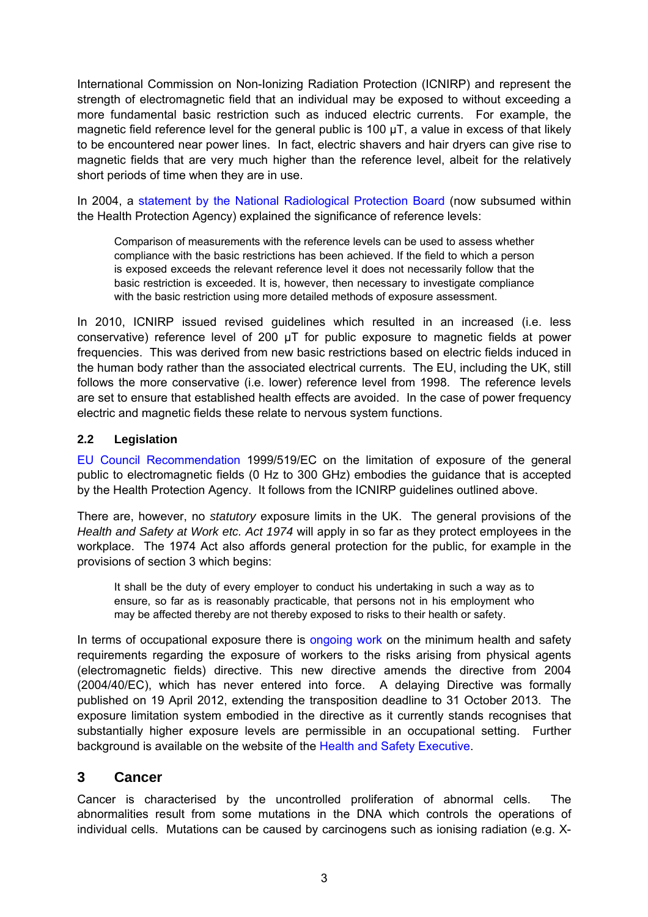International Commission on Non-Ionizing Radiation Protection (ICNIRP) and represent the strength of electromagnetic field that an individual may be exposed to without exceeding a more fundamental basic restriction such as induced electric currents. For example, the magnetic field reference level for the general public is 100 μT, a value in excess of that likely to be encountered near power lines. In fact, electric shavers and hair dryers can give rise to magnetic fields that are very much higher than the reference level, albeit for the relatively short periods of time when they are in use.

In 2004, a statement by the National Radiological Protection Board (now subsumed within the Health Protection Agency) explained the significance of reference levels:

> Comparison of measurements with the reference levels can be used to assess whether compliance with the basic restrictions has been achieved. If the field to which a person is exposed exceeds the relevant reference level it does not necessarily follow that the basic restriction is exceeded. It is, however, then necessary to investigate compliance with the basic restriction using more detailed methods of exposure assessment.

In 2010, ICNIRP issued revised guidelines which resulted in an increased (i.e. less conservative) reference level of 200 μT for public exposure to magnetic fields at power frequencies. This was derived from new basic restrictions based on electric fields induced in the human body rather than the associated electrical currents. The EU, including the UK, still follows the more conservative (i.e. lower) reference level from 1998. The reference levels are set to ensure that established health effects are avoided. In the case of power frequency electric and magnetic fields these relate to nervous system functions.

### 2.2 Legislation

EU Council Recommendation 1999/519/EC on the limitation of exposure of the general public to electromagnetic fields (0 Hz to 300 GHz) embodies the guidance that is accepted by the Health Protection Agency. It follows from the ICNIRP guidelines outlined above.

There are, however, no *statutory* exposure limits in the UK. The general provisions of the *Health and Safety at Work etc. Act 1974* will apply in so far as they protect employees in the workplace. The 1974 Act also affords general protection for the public, for example in the provisions of section 3 which begins:

> It shall be the duty of every employer to conduct his undertaking in such a way as to ensure, so far as is reasonably practicable, that persons not in his employment who may be affected thereby are not thereby exposed to risks to their health or safety.

In terms of occupational exposure there is ongoing work on the minimum health and safety requirements regarding the exposure of workers to the risks arising from physical agents (electromagnetic fields) directive. This new directive amends the directive from 2004 (2004/40/EC), which has never entered into force. A delaying Directive was formally published on 19 April 2012, extending the transposition deadline to 31 October 2013. The exposure limitation system embodied in the directive as it currently stands recognises that substantially higher exposure levels are permissible in an occupational setting. Further background is available on the website of the Health and Safety Executive.

## 3 Cancer

Cancer is characterised by the uncontrolled proliferation of abnormal cells. The abnormalities result from some mutations in the DNA which controls the operations of individual cells. Mutations can be caused by carcinogens such as ionising radiation (e.g. X-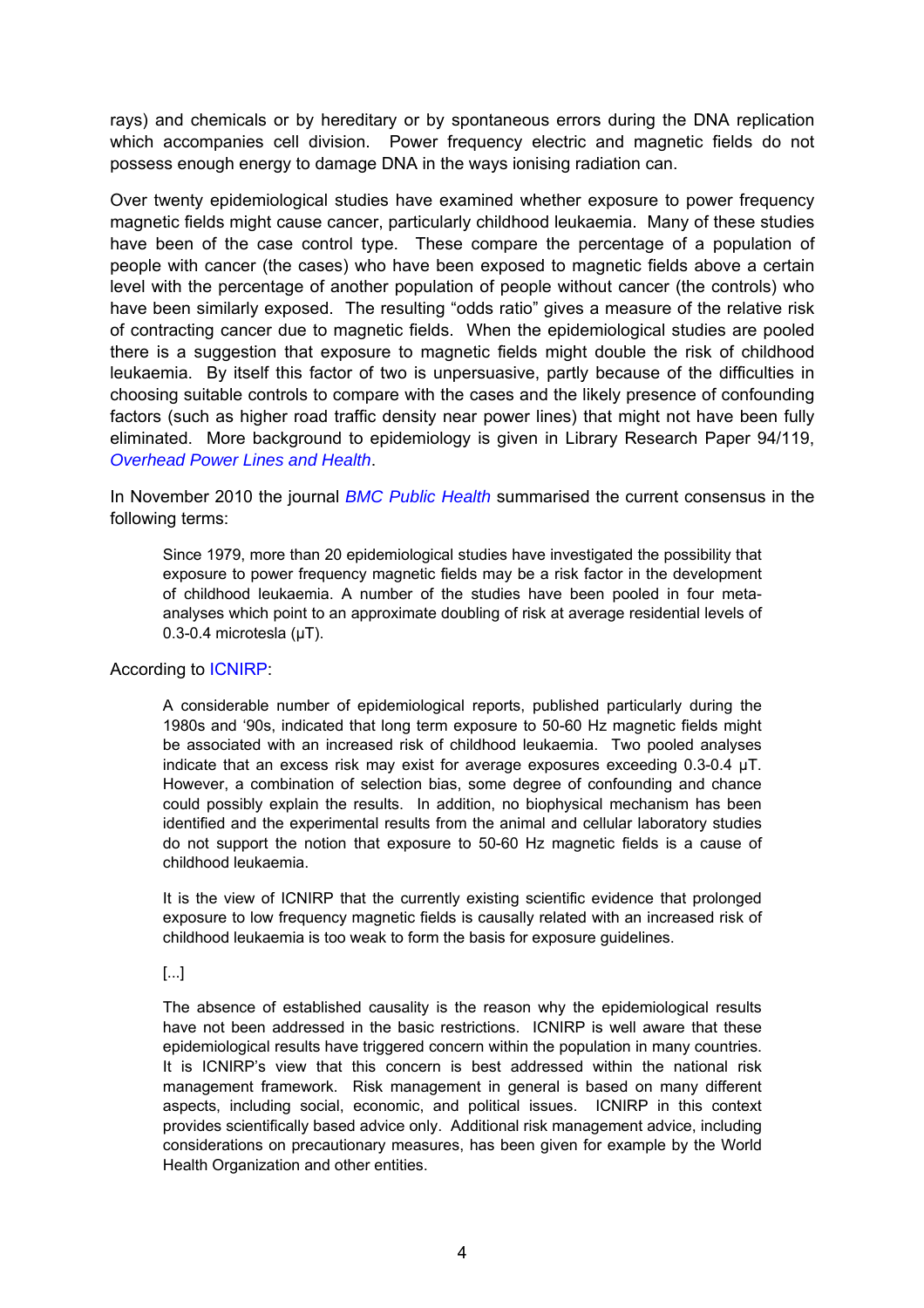rays) and chemicals or by hereditary or by spontaneous errors during the DNA replication which accompanies cell division. Power frequency electric and magnetic fields do not possess enough energy to damage DNA in the ways ionising radiation can.

Over twenty epidemiological studies have examined whether exposure to power frequency magnetic fields might cause cancer, particularly childhood leukaemia. Many of these studies have been of the case control type. These compare the percentage of a population of people with cancer (the cases) who have been exposed to magnetic fields above a certain level with the percentage of another population of people without cancer (the controls) who have been similarly exposed. The resulting "odds ratio" gives a measure of the relative risk of contracting cancer due to magnetic fields. When the epidemiological studies are pooled there is a suggestion that exposure to magnetic fields might double the risk of childhood leukaemia. By itself this factor of two is unpersuasive, partly because of the difficulties in choosing suitable controls to compare with the cases and the likely presence of confounding factors (such as higher road traffic density near power lines) that might not have been fully eliminated. More background to epidemiology is given in Library Research Paper 94/119, *Overhead Power Lines and Health*.

In November 2010 the journal *BMC Public Health* summarised the current consensus in the following terms:

> Since 1979, more than 20 epidemiological studies have investigated the possibility that exposure to power frequency magnetic fields may be a risk factor in the development of childhood leukaemia. A number of the studies have been pooled in four meta-analyses which point to an approximate doubling of risk at average residential levels of 0.3-0.4 microtesla (μT).

According to ICNIRP:

> A considerable number of epidemiological reports, published particularly during the 1980s and '90s, indicated that long term exposure to 50-60 Hz magnetic fields might be associated with an increased risk of childhood leukaemia. Two pooled analyses indicate that an excess risk may exist for average exposures exceeding 0.3-0.4 μT. However, a combination of selection bias, some degree of confounding and chance could possibly explain the results. In addition, no biophysical mechanism has been identified and the experimental results from the animal and cellular laboratory studies do not support the notion that exposure to 50-60 Hz magnetic fields is a cause of childhood leukaemia.
>
> It is the view of ICNIRP that the currently existing scientific evidence that prolonged exposure to low frequency magnetic fields is causally related with an increased risk of childhood leukaemia is too weak to form the basis for exposure guidelines.
>
> [...]
>
> The absence of established causality is the reason why the epidemiological results have not been addressed in the basic restrictions. ICNIRP is well aware that these epidemiological results have triggered concern within the population in many countries. It is ICNIRP's view that this concern is best addressed within the national risk management framework. Risk management in general is based on many different aspects, including social, economic, and political issues. ICNIRP in this context provides scientifically based advice only. Additional risk management advice, including considerations on precautionary measures, has been given for example by the World Health Organization and other entities.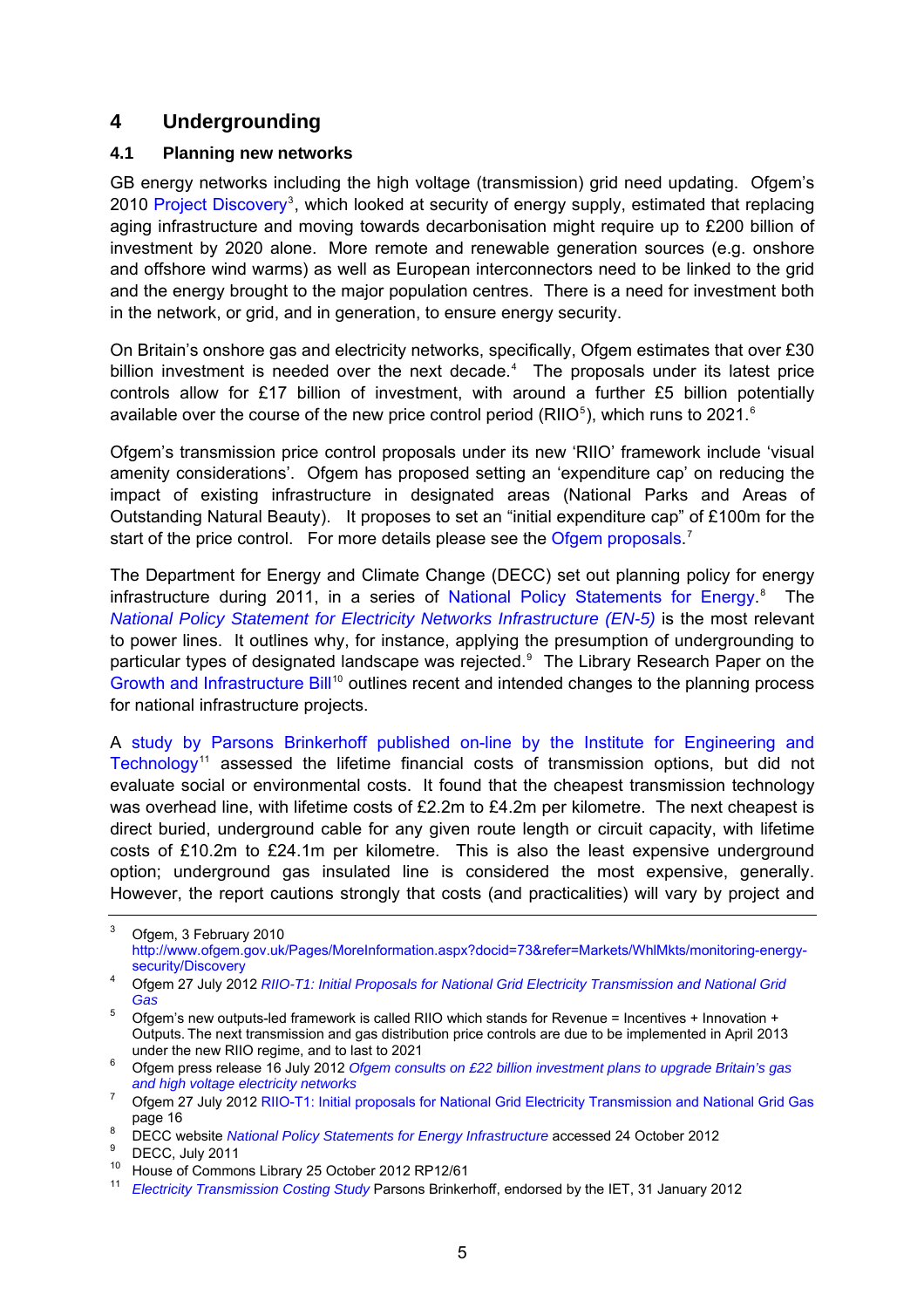# 4 Undergrounding

## 4.1 Planning new networks

GB energy networks including the high voltage (transmission) grid need updating. Ofgem's 2010 Project Discovery[3], which looked at security of energy supply, estimated that replacing aging infrastructure and moving towards decarbonisation might require up to £200 billion of investment by 2020 alone. More remote and renewable generation sources (e.g. onshore and offshore wind warms) as well as European interconnectors need to be linked to the grid and the energy brought to the major population centres. There is a need for investment both in the network, or grid, and in generation, to ensure energy security.

On Britain's onshore gas and electricity networks, specifically, Ofgem estimates that over £30 billion investment is needed over the next decade.[4] The proposals under its latest price controls allow for £17 billion of investment, with around a further £5 billion potentially available over the course of the new price control period (RIIO[5]), which runs to 2021.[6]

Ofgem's transmission price control proposals under its new 'RIIO' framework include 'visual amenity considerations'. Ofgem has proposed setting an 'expenditure cap' on reducing the impact of existing infrastructure in designated areas (National Parks and Areas of Outstanding Natural Beauty). It proposes to set an "initial expenditure cap" of £100m for the start of the price control. For more details please see the Ofgem proposals.[7]

The Department for Energy and Climate Change (DECC) set out planning policy for energy infrastructure during 2011, in a series of National Policy Statements for Energy.[8] The *National Policy Statement for Electricity Networks Infrastructure (EN-5)* is the most relevant to power lines. It outlines why, for instance, applying the presumption of undergrounding to particular types of designated landscape was rejected.[9] The Library Research Paper on the Growth and Infrastructure Bill[10] outlines recent and intended changes to the planning process for national infrastructure projects.

A study by Parsons Brinkerhoff published on-line by the Institute for Engineering and Technology[11] assessed the lifetime financial costs of transmission options, but did not evaluate social or environmental costs. It found that the cheapest transmission technology was overhead line, with lifetime costs of £2.2m to £4.2m per kilometre. The next cheapest is direct buried, underground cable for any given route length or circuit capacity, with lifetime costs of £10.2m to £24.1m per kilometre. This is also the least expensive underground option; underground gas insulated line is considered the most expensive, generally. However, the report cautions strongly that costs (and practicalities) will vary by project and

---

[3] Ofgem, 3 February 2010 http://www.ofgem.gov.uk/Pages/MoreInformation.aspx?docid=73&refer=Markets/WhlMkts/monitoring-energy-security/Discovery

[4] Ofgem 27 July 2012 *RIIO-T1: Initial Proposals for National Grid Electricity Transmission and National Grid Gas*

[5] Ofgem's new outputs-led framework is called RIIO which stands for Revenue = Incentives + Innovation + Outputs. The next transmission and gas distribution price controls are due to be implemented in April 2013 under the new RIIO regime, and to last to 2021

[6] Ofgem press release 16 July 2012 *Ofgem consults on £22 billion investment plans to upgrade Britain's gas and high voltage electricity networks*

[7] Ofgem 27 July 2012 RIIO-T1: Initial proposals for National Grid Electricity Transmission and National Grid Gas page 16

[8] DECC website *National Policy Statements for Energy Infrastructure* accessed 24 October 2012

[9] DECC, July 2011

[10] House of Commons Library 25 October 2012 RP12/61

[11] *Electricity Transmission Costing Study* Parsons Brinkerhoff, endorsed by the IET, 31 January 2012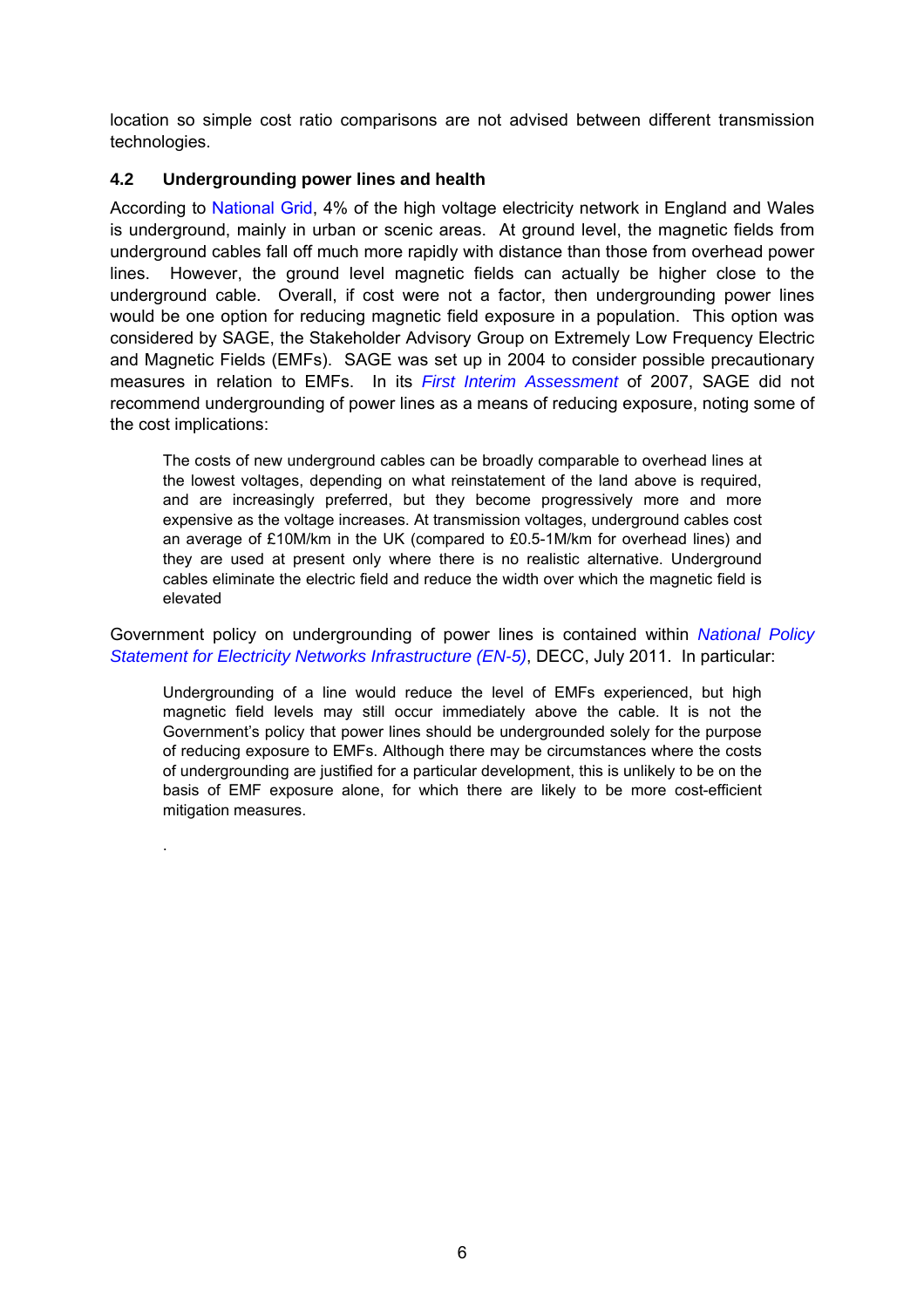location so simple cost ratio comparisons are not advised between different transmission technologies.

### 4.2 Undergrounding power lines and health

According to National Grid, 4% of the high voltage electricity network in England and Wales is underground, mainly in urban or scenic areas. At ground level, the magnetic fields from underground cables fall off much more rapidly with distance than those from overhead power lines. However, the ground level magnetic fields can actually be higher close to the underground cable. Overall, if cost were not a factor, then undergrounding power lines would be one option for reducing magnetic field exposure in a population. This option was considered by SAGE, the Stakeholder Advisory Group on Extremely Low Frequency Electric and Magnetic Fields (EMFs). SAGE was set up in 2004 to consider possible precautionary measures in relation to EMFs. In its *First Interim Assessment* of 2007, SAGE did not recommend undergrounding of power lines as a means of reducing exposure, noting some of the cost implications:

> The costs of new underground cables can be broadly comparable to overhead lines at the lowest voltages, depending on what reinstatement of the land above is required, and are increasingly preferred, but they become progressively more and more expensive as the voltage increases. At transmission voltages, underground cables cost an average of £10M/km in the UK (compared to £0.5-1M/km for overhead lines) and they are used at present only where there is no realistic alternative. Underground cables eliminate the electric field and reduce the width over which the magnetic field is elevated

Government policy on undergrounding of power lines is contained within *National Policy Statement for Electricity Networks Infrastructure (EN-5)*, DECC, July 2011. In particular:

> Undergrounding of a line would reduce the level of EMFs experienced, but high magnetic field levels may still occur immediately above the cable. It is not the Government's policy that power lines should be undergrounded solely for the purpose of reducing exposure to EMFs. Although there may be circumstances where the costs of undergrounding are justified for a particular development, this is unlikely to be on the basis of EMF exposure alone, for which there are likely to be more cost-efficient mitigation measures.